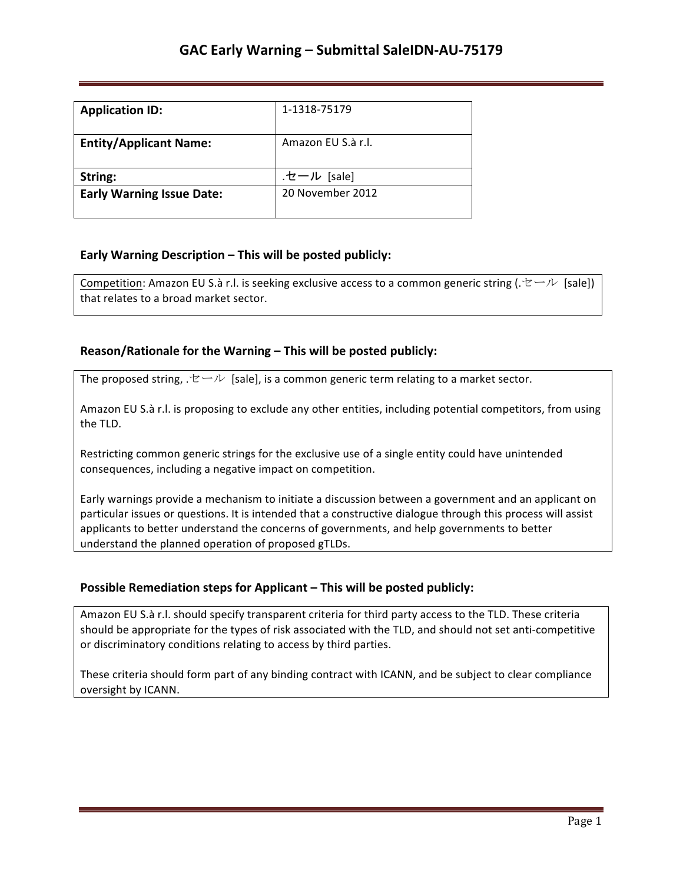# GAC Early Warning – Submittal SaleIDN-AU-75179

| **Application ID:** | 1-1318-75179 |
|---|---|
| **Entity/Applicant Name:** | Amazon EU S.à r.l. |
| **String:** | .セール [sale] |
| **Early Warning Issue Date:** | 20 November 2012 |

## Early Warning Description – This will be posted publicly:

Competition: Amazon EU S.à r.l. is seeking exclusive access to a common generic string (.セール [sale]) that relates to a broad market sector.

## Reason/Rationale for the Warning – This will be posted publicly:

The proposed string, .セール [sale], is a common generic term relating to a market sector.

Amazon EU S.à r.l. is proposing to exclude any other entities, including potential competitors, from using the TLD.

Restricting common generic strings for the exclusive use of a single entity could have unintended consequences, including a negative impact on competition.

Early warnings provide a mechanism to initiate a discussion between a government and an applicant on particular issues or questions. It is intended that a constructive dialogue through this process will assist applicants to better understand the concerns of governments, and help governments to better understand the planned operation of proposed gTLDs.

## Possible Remediation steps for Applicant – This will be posted publicly:

Amazon EU S.à r.l. should specify transparent criteria for third party access to the TLD. These criteria should be appropriate for the types of risk associated with the TLD, and should not set anti-competitive or discriminatory conditions relating to access by third parties.

These criteria should form part of any binding contract with ICANN, and be subject to clear compliance oversight by ICANN.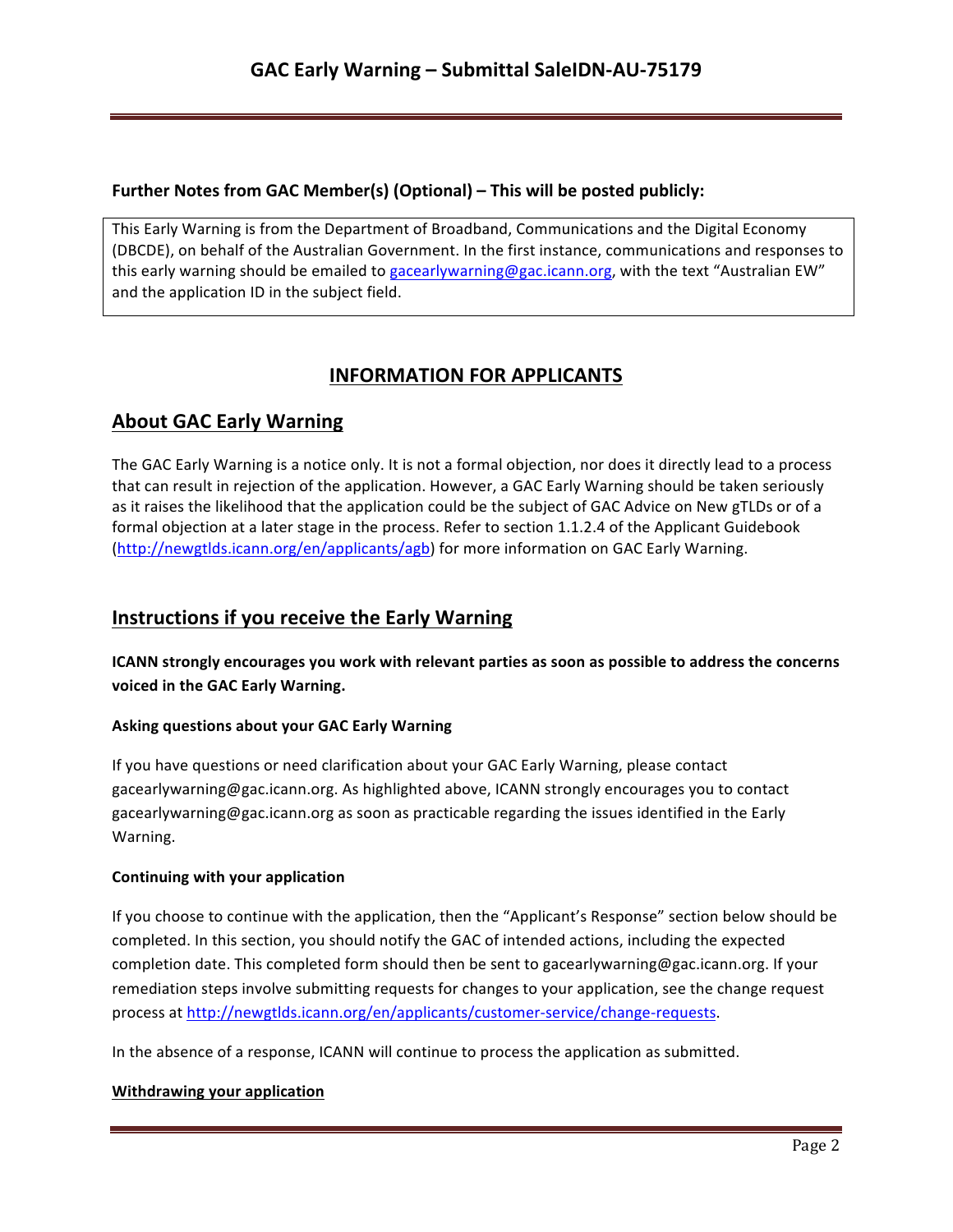**Further Notes from GAC Member(s) (Optional) – This will be posted publicly:**

This Early Warning is from the Department of Broadband, Communications and the Digital Economy (DBCDE), on behalf of the Australian Government. In the first instance, communications and responses to this early warning should be emailed to gacearlywarning@gac.icann.org, with the text "Australian EW" and the application ID in the subject field.

## INFORMATION FOR APPLICANTS

## About GAC Early Warning

The GAC Early Warning is a notice only. It is not a formal objection, nor does it directly lead to a process that can result in rejection of the application. However, a GAC Early Warning should be taken seriously as it raises the likelihood that the application could be the subject of GAC Advice on New gTLDs or of a formal objection at a later stage in the process. Refer to section 1.1.2.4 of the Applicant Guidebook (http://newgtlds.icann.org/en/applicants/agb) for more information on GAC Early Warning.

## Instructions if you receive the Early Warning

**ICANN strongly encourages you work with relevant parties as soon as possible to address the concerns voiced in the GAC Early Warning.**

### Asking questions about your GAC Early Warning

If you have questions or need clarification about your GAC Early Warning, please contact gacearlywarning@gac.icann.org. As highlighted above, ICANN strongly encourages you to contact gacearlywarning@gac.icann.org as soon as practicable regarding the issues identified in the Early Warning.

### Continuing with your application

If you choose to continue with the application, then the "Applicant's Response" section below should be completed. In this section, you should notify the GAC of intended actions, including the expected completion date. This completed form should then be sent to gacearlywarning@gac.icann.org. If your remediation steps involve submitting requests for changes to your application, see the change request process at http://newgtlds.icann.org/en/applicants/customer-service/change-requests.

In the absence of a response, ICANN will continue to process the application as submitted.

### Withdrawing your application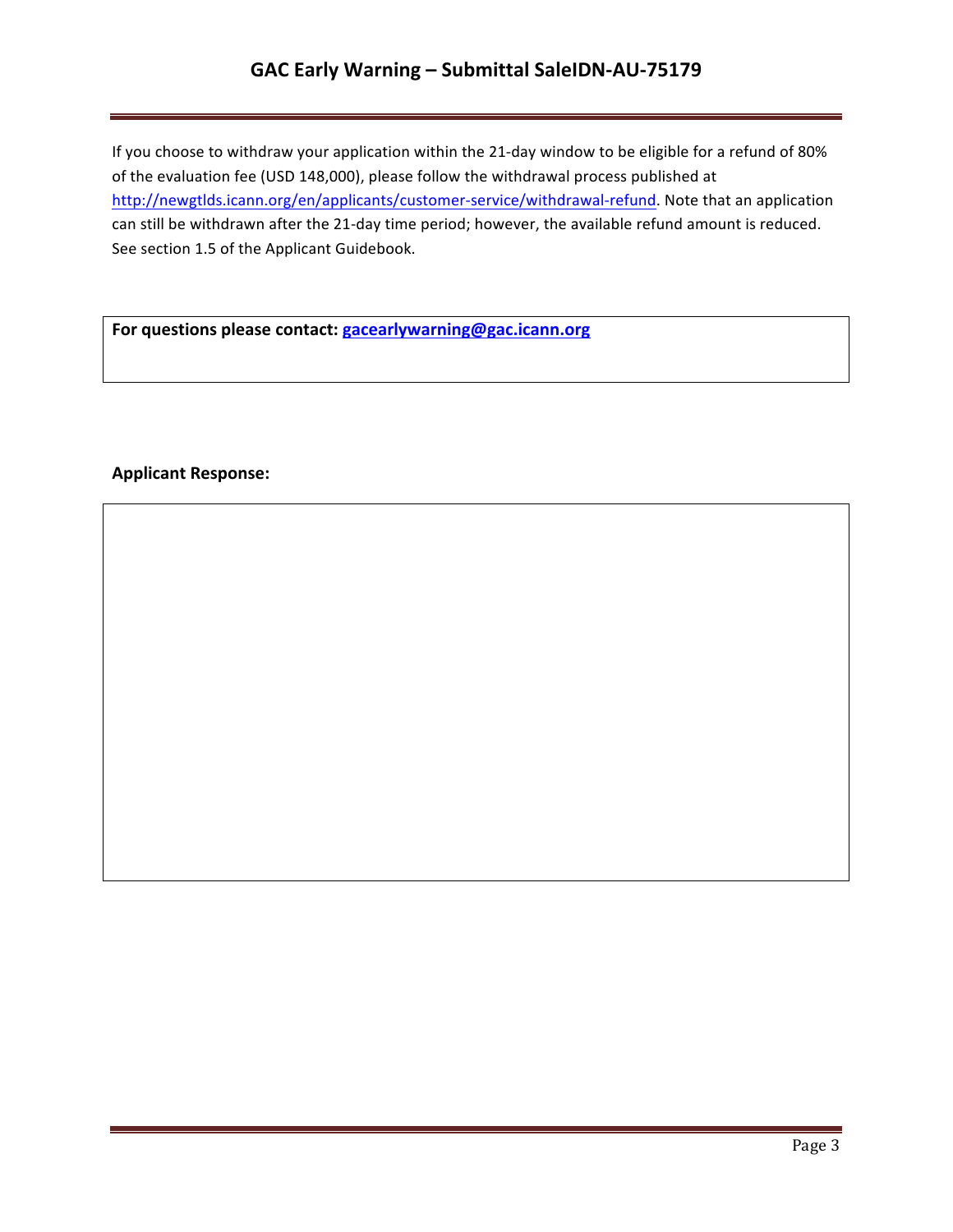If you choose to withdraw your application within the 21-day window to be eligible for a refund of 80% of the evaluation fee (USD 148,000), please follow the withdrawal process published at http://newgtlds.icann.org/en/applicants/customer-service/withdrawal-refund. Note that an application can still be withdrawn after the 21-day time period; however, the available refund amount is reduced. See section 1.5 of the Applicant Guidebook.

**For questions please contact: gacearlywarning@gac.icann.org**

**Applicant Response:**